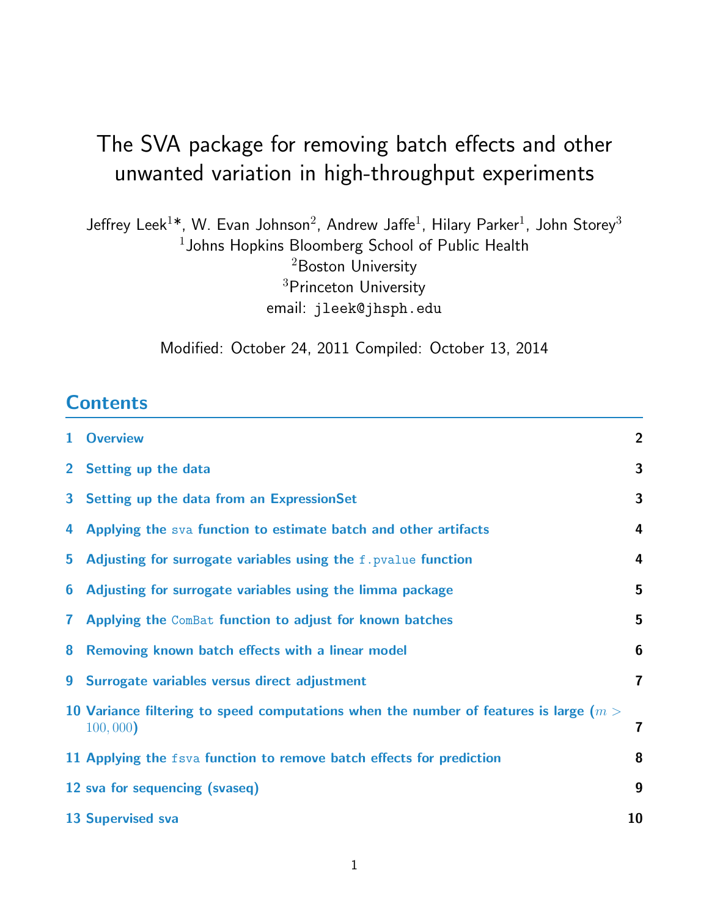# The SVA package for removing batch effects and other unwanted variation in high-throughput experiments

Jeffrey Leek[1]*, W. Evan Johnson[2], Andrew Jaffe[1], Hilary Parker[1], John Storey[3]

[1]Johns Hopkins Bloomberg School of Public Health

[2]Boston University

[3]Princeton University

email: `jleek@jhsph.edu`

Modified: October 24, 2011 Compiled: October 13, 2014

## Contents

1 Overview — 2

2 Setting up the data — 3

3 Setting up the data from an ExpressionSet — 3

4 Applying the `sva` function to estimate batch and other artifacts — 4

5 Adjusting for surrogate variables using the `f.pvalue` function — 4

6 Adjusting for surrogate variables using the limma package — 5

7 Applying the `ComBat` function to adjust for known batches — 5

8 Removing known batch effects with a linear model — 6

9 Surrogate variables versus direct adjustment — 7

10 Variance filtering to speed computations when the number of features is large ($m > 100,000$) — 7

11 Applying the `fsva` function to remove batch effects for prediction — 8

12 sva for sequencing (svaseq) — 9

13 Supervised sva — 10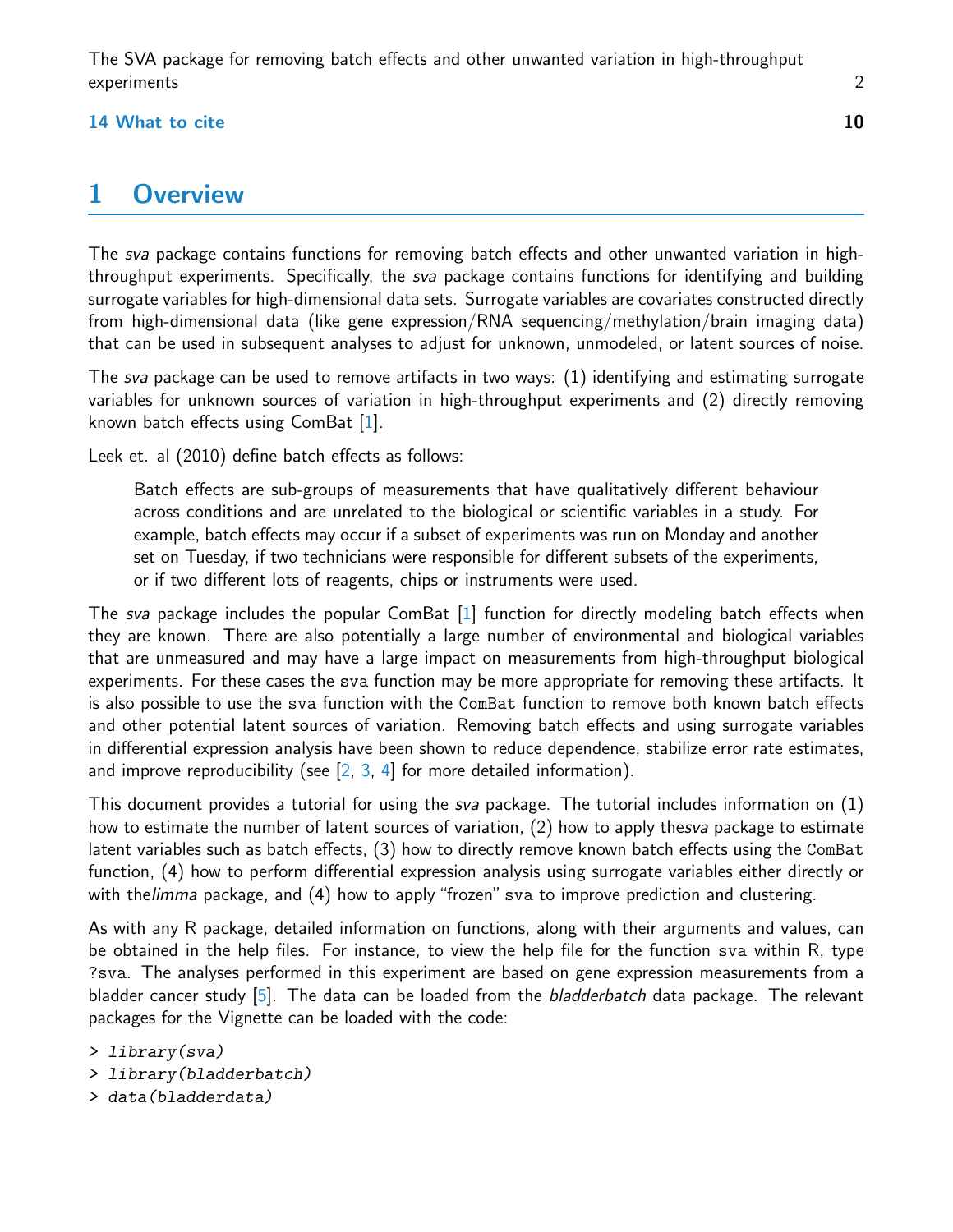14 What to cite 10

# 1 Overview

The *sva* package contains functions for removing batch effects and other unwanted variation in high-throughput experiments. Specifically, the *sva* package contains functions for identifying and building surrogate variables for high-dimensional data sets. Surrogate variables are covariates constructed directly from high-dimensional data (like gene expression/RNA sequencing/methylation/brain imaging data) that can be used in subsequent analyses to adjust for unknown, unmodeled, or latent sources of noise.

The *sva* package can be used to remove artifacts in two ways: (1) identifying and estimating surrogate variables for unknown sources of variation in high-throughput experiments and (2) directly removing known batch effects using ComBat [1].

Leek et. al (2010) define batch effects as follows:

> Batch effects are sub-groups of measurements that have qualitatively different behaviour across conditions and are unrelated to the biological or scientific variables in a study. For example, batch effects may occur if a subset of experiments was run on Monday and another set on Tuesday, if two technicians were responsible for different subsets of the experiments, or if two different lots of reagents, chips or instruments were used.

The *sva* package includes the popular ComBat [1] function for directly modeling batch effects when they are known. There are also potentially a large number of environmental and biological variables that are unmeasured and may have a large impact on measurements from high-throughput biological experiments. For these cases the `sva` function may be more appropriate for removing these artifacts. It is also possible to use the `sva` function with the `ComBat` function to remove both known batch effects and other potential latent sources of variation. Removing batch effects and using surrogate variables in differential expression analysis have been shown to reduce dependence, stabilize error rate estimates, and improve reproducibility (see [2, 3, 4] for more detailed information).

This document provides a tutorial for using the *sva* package. The tutorial includes information on (1) how to estimate the number of latent sources of variation, (2) how to apply the*sva* package to estimate latent variables such as batch effects, (3) how to directly remove known batch effects using the `ComBat` function, (4) how to perform differential expression analysis using surrogate variables either directly or with the*limma* package, and (4) how to apply "frozen" `sva` to improve prediction and clustering.

As with any R package, detailed information on functions, along with their arguments and values, can be obtained in the help files. For instance, to view the help file for the function `sva` within R, type `?sva`. The analyses performed in this experiment are based on gene expression measurements from a bladder cancer study [5]. The data can be loaded from the *bladderbatch* data package. The relevant packages for the Vignette can be loaded with the code:

```
> library(sva)
> library(bladderbatch)
> data(bladderdata)
```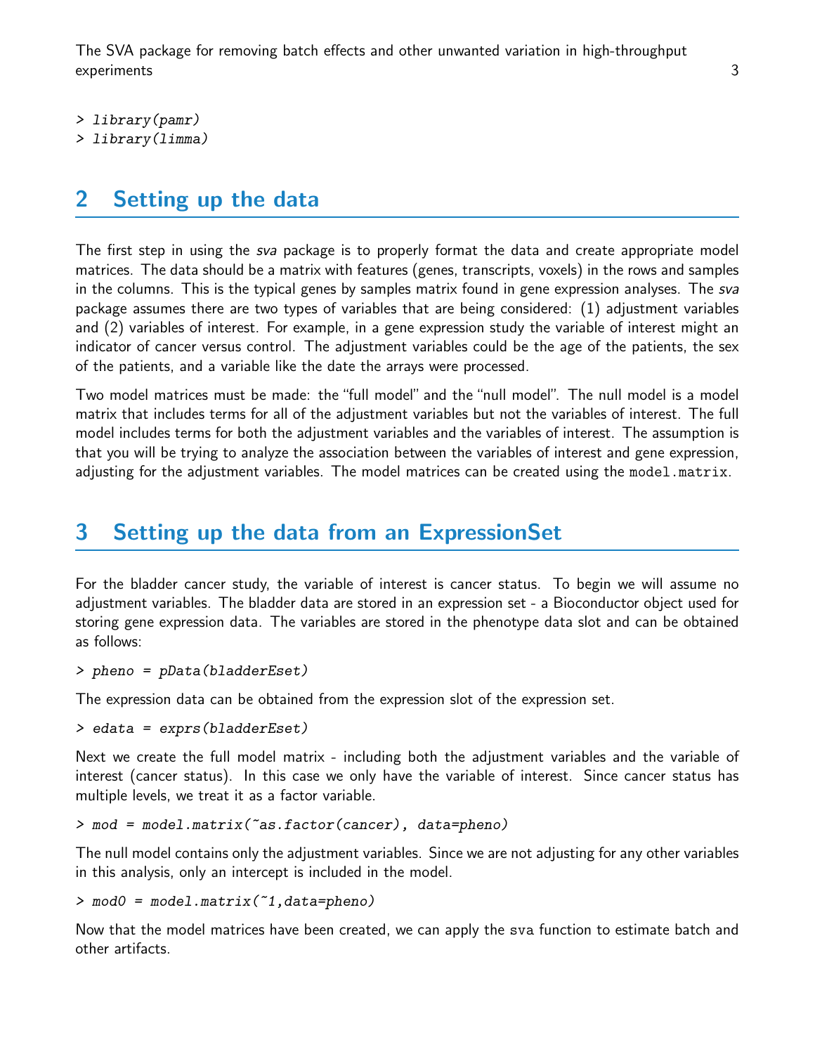```
> library(pamr)
> library(limma)
```

## 2 Setting up the data

The first step in using the *sva* package is to properly format the data and create appropriate model matrices. The data should be a matrix with features (genes, transcripts, voxels) in the rows and samples in the columns. This is the typical genes by samples matrix found in gene expression analyses. The *sva* package assumes there are two types of variables that are being considered: (1) adjustment variables and (2) variables of interest. For example, in a gene expression study the variable of interest might an indicator of cancer versus control. The adjustment variables could be the age of the patients, the sex of the patients, and a variable like the date the arrays were processed.

Two model matrices must be made: the "full model" and the "null model". The null model is a model matrix that includes terms for all of the adjustment variables but not the variables of interest. The full model includes terms for both the adjustment variables and the variables of interest. The assumption is that you will be trying to analyze the association between the variables of interest and gene expression, adjusting for the adjustment variables. The model matrices can be created using the `model.matrix`.

## 3 Setting up the data from an ExpressionSet

For the bladder cancer study, the variable of interest is cancer status. To begin we will assume no adjustment variables. The bladder data are stored in an expression set - a Bioconductor object used for storing gene expression data. The variables are stored in the phenotype data slot and can be obtained as follows:

```
> pheno = pData(bladderEset)
```

The expression data can be obtained from the expression slot of the expression set.

```
> edata = exprs(bladderEset)
```

Next we create the full model matrix - including both the adjustment variables and the variable of interest (cancer status). In this case we only have the variable of interest. Since cancer status has multiple levels, we treat it as a factor variable.

```
> mod = model.matrix(~as.factor(cancer), data=pheno)
```

The null model contains only the adjustment variables. Since we are not adjusting for any other variables in this analysis, only an intercept is included in the model.

```
> mod0 = model.matrix(~1,data=pheno)
```

Now that the model matrices have been created, we can apply the `sva` function to estimate batch and other artifacts.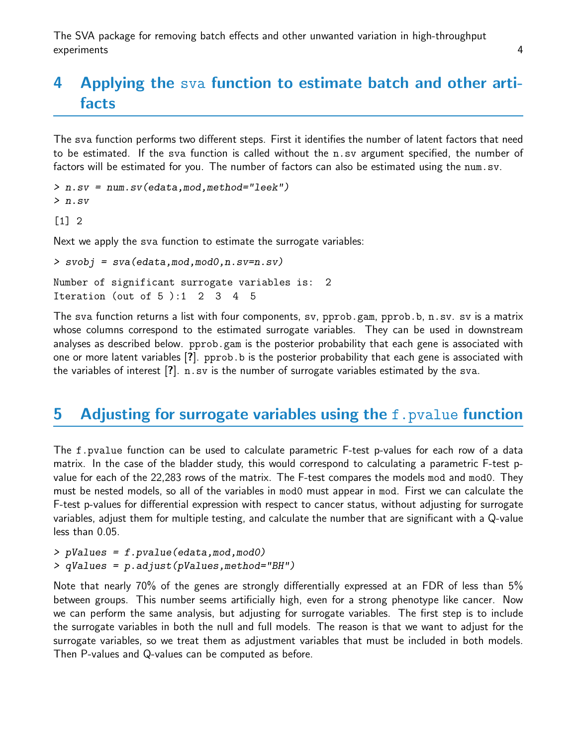# 4 Applying the sva function to estimate batch and other artifacts

The sva function performs two different steps. First it identifies the number of latent factors that need to be estimated. If the sva function is called without the n.sv argument specified, the number of factors will be estimated for you. The number of factors can also be estimated using the num.sv.

```
> n.sv = num.sv(edata,mod,method="leek")
> n.sv
```

```
[1] 2
```

Next we apply the sva function to estimate the surrogate variables:

```
> svobj = sva(edata,mod,mod0,n.sv=n.sv)
```

```
Number of significant surrogate variables is:  2
Iteration (out of 5 ):1  2  3  4  5
```

The sva function returns a list with four components, sv, pprob.gam, pprob.b, n.sv. sv is a matrix whose columns correspond to the estimated surrogate variables. They can be used in downstream analyses as described below. pprob.gam is the posterior probability that each gene is associated with one or more latent variables [**?**]. pprob.b is the posterior probability that each gene is associated with the variables of interest [**?**]. n.sv is the number of surrogate variables estimated by the sva.

# 5 Adjusting for surrogate variables using the f.pvalue function

The f.pvalue function can be used to calculate parametric F-test p-values for each row of a data matrix. In the case of the bladder study, this would correspond to calculating a parametric F-test p-value for each of the 22,283 rows of the matrix. The F-test compares the models mod and mod0. They must be nested models, so all of the variables in mod0 must appear in mod. First we can calculate the F-test p-values for differential expression with respect to cancer status, without adjusting for surrogate variables, adjust them for multiple testing, and calculate the number that are significant with a Q-value less than 0.05.

```
> pValues = f.pvalue(edata,mod,mod0)
> qValues = p.adjust(pValues,method="BH")
```

Note that nearly 70% of the genes are strongly differentially expressed at an FDR of less than 5% between groups. This number seems artificially high, even for a strong phenotype like cancer. Now we can perform the same analysis, but adjusting for surrogate variables. The first step is to include the surrogate variables in both the null and full models. The reason is that we want to adjust for the surrogate variables, so we treat them as adjustment variables that must be included in both models. Then P-values and Q-values can be computed as before.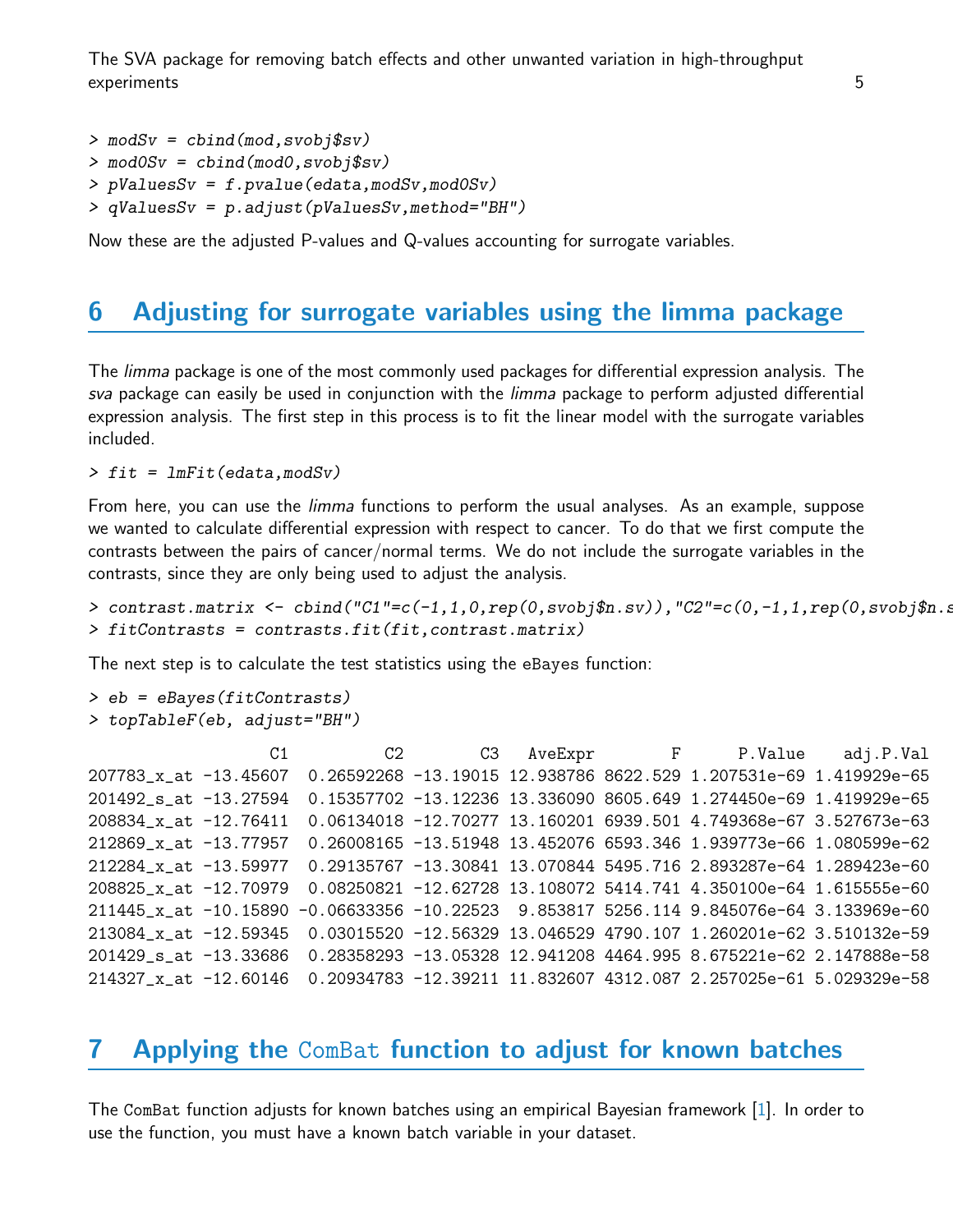```
> modSv = cbind(mod,svobj$sv)
> mod0Sv = cbind(mod0,svobj$sv)
> pValuesSv = f.pvalue(edata,modSv,mod0Sv)
> qValuesSv = p.adjust(pValuesSv,method="BH")
```

Now these are the adjusted P-values and Q-values accounting for surrogate variables.

## 6 Adjusting for surrogate variables using the limma package

The *limma* package is one of the most commonly used packages for differential expression analysis. The *sva* package can easily be used in conjunction with the *limma* package to perform adjusted differential expression analysis. The first step in this process is to fit the linear model with the surrogate variables included.

```
> fit = lmFit(edata,modSv)
```

From here, you can use the *limma* functions to perform the usual analyses. As an example, suppose we wanted to calculate differential expression with respect to cancer. To do that we first compute the contrasts between the pairs of cancer/normal terms. We do not include the surrogate variables in the contrasts, since they are only being used to adjust the analysis.

```
> contrast.matrix <- cbind("C1"=c(-1,1,0,rep(0,svobj$n.sv)),"C2"=c(0,-1,1,rep(0,svobj$n.s
> fitContrasts = contrasts.fit(fit,contrast.matrix)
```

The next step is to calculate the test statistics using the eBayes function:

```
> eb = eBayes(fitContrasts)
> topTableF(eb, adjust="BH")
```

```
                   C1          C2        C3   AveExpr        F      P.Value    adj.P.Val
207783_x_at -13.45607  0.26592268 -13.19015 12.938786 8622.529 1.207531e-69 1.419929e-65
201492_s_at -13.27594  0.15357702 -13.12236 13.336090 8605.649 1.274450e-69 1.419929e-65
208834_x_at -12.76411  0.06134018 -12.70277 13.160201 6939.501 4.749368e-67 3.527673e-63
212869_x_at -13.77957  0.26008165 -13.51948 13.452076 6593.346 1.939773e-66 1.080599e-62
212284_x_at -13.59977  0.29135767 -13.30841 13.070844 5495.716 2.893287e-64 1.289423e-60
208825_x_at -12.70979  0.08250821 -12.62728 13.108072 5414.741 4.350100e-64 1.615555e-60
211445_x_at -10.15890 -0.06633356 -10.22523  9.853817 5256.114 9.845076e-64 3.133969e-60
213084_x_at -12.59345  0.03015520 -12.56329 13.046529 4790.107 1.260201e-62 3.510132e-59
201429_s_at -13.33686  0.28358293 -13.05328 12.941208 4464.995 8.675221e-62 2.147888e-58
214327_x_at -12.60146  0.20934783 -12.39211 11.832607 4312.087 2.257025e-61 5.029329e-58
```

## 7 Applying the ComBat function to adjust for known batches

The ComBat function adjusts for known batches using an empirical Bayesian framework [1]. In order to use the function, you must have a known batch variable in your dataset.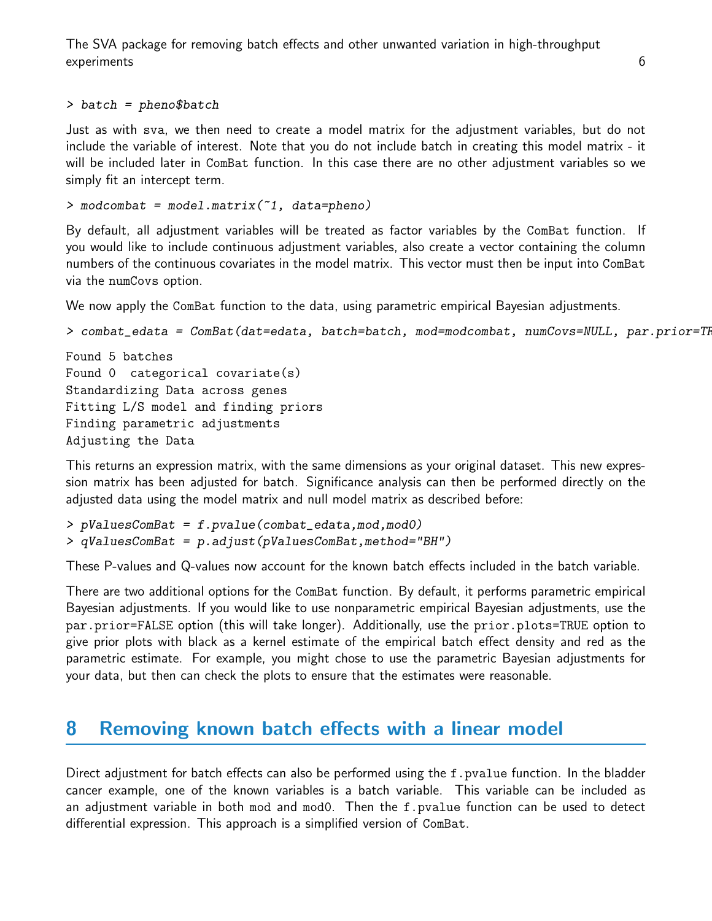```
> batch = pheno$batch
```

Just as with sva, we then need to create a model matrix for the adjustment variables, but do not include the variable of interest. Note that you do not include batch in creating this model matrix - it will be included later in ComBat function. In this case there are no other adjustment variables so we simply fit an intercept term.

```
> modcombat = model.matrix(~1, data=pheno)
```

By default, all adjustment variables will be treated as factor variables by the ComBat function. If you would like to include continuous adjustment variables, also create a vector containing the column numbers of the continuous covariates in the model matrix. This vector must then be input into ComBat via the numCovs option.

We now apply the ComBat function to the data, using parametric empirical Bayesian adjustments.

```
> combat_edata = ComBat(dat=edata, batch=batch, mod=modcombat, numCovs=NULL, par.prior=TR

Found 5 batches
Found 0  categorical covariate(s)
Standardizing Data across genes
Fitting L/S model and finding priors
Finding parametric adjustments
Adjusting the Data
```

This returns an expression matrix, with the same dimensions as your original dataset. This new expression matrix has been adjusted for batch. Significance analysis can then be performed directly on the adjusted data using the model matrix and null model matrix as described before:

```
> pValuesComBat = f.pvalue(combat_edata,mod,mod0)
> qValuesComBat = p.adjust(pValuesComBat,method="BH")
```

These P-values and Q-values now account for the known batch effects included in the batch variable.

There are two additional options for the ComBat function. By default, it performs parametric empirical Bayesian adjustments. If you would like to use nonparametric empirical Bayesian adjustments, use the par.prior=FALSE option (this will take longer). Additionally, use the prior.plots=TRUE option to give prior plots with black as a kernel estimate of the empirical batch effect density and red as the parametric estimate. For example, you might chose to use the parametric Bayesian adjustments for your data, but then can check the plots to ensure that the estimates were reasonable.

## 8 Removing known batch effects with a linear model

Direct adjustment for batch effects can also be performed using the f.pvalue function. In the bladder cancer example, one of the known variables is a batch variable. This variable can be included as an adjustment variable in both mod and mod0. Then the f.pvalue function can be used to detect differential expression. This approach is a simplified version of ComBat.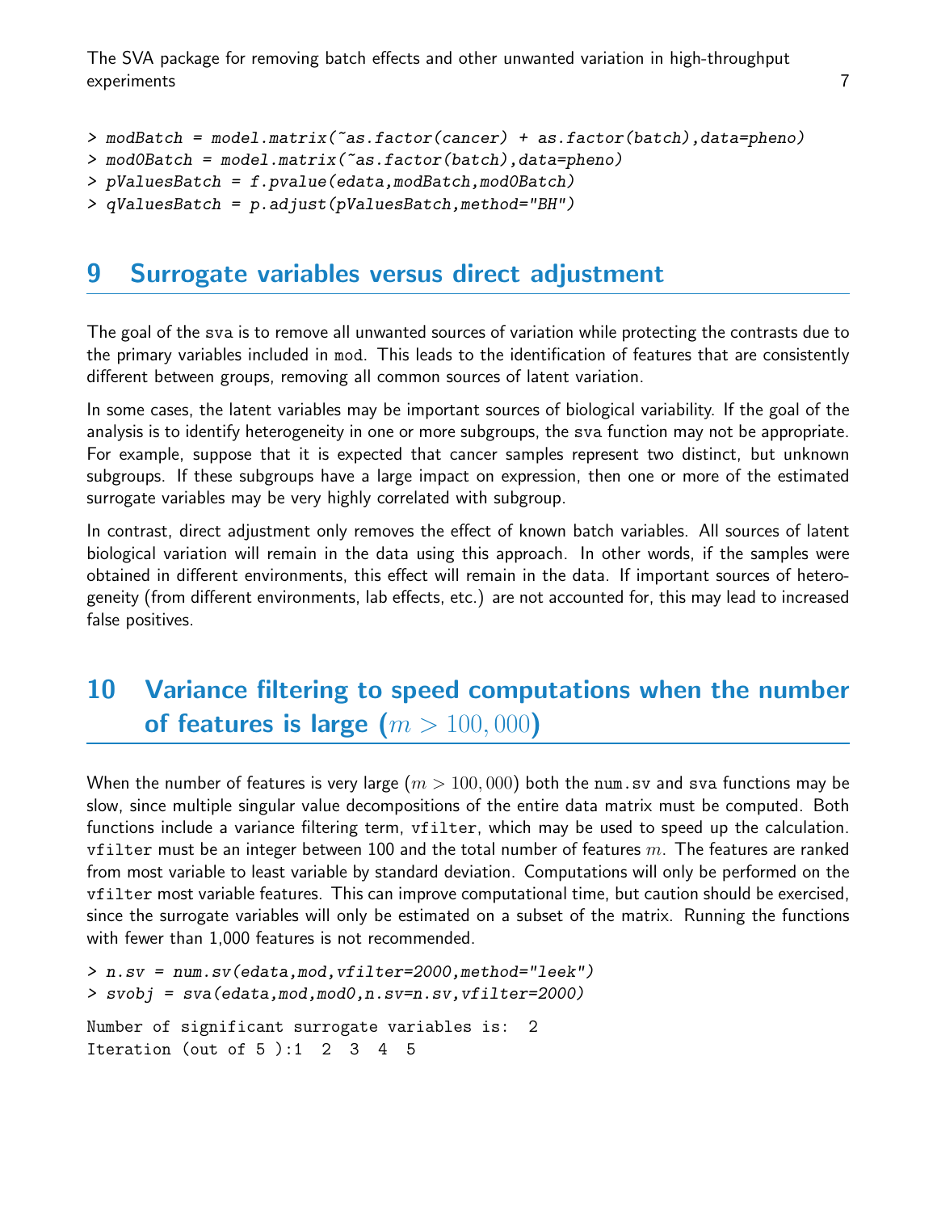```
> modBatch = model.matrix(~as.factor(cancer) + as.factor(batch),data=pheno)
> mod0Batch = model.matrix(~as.factor(batch),data=pheno)
> pValuesBatch = f.pvalue(edata,modBatch,mod0Batch)
> qValuesBatch = p.adjust(pValuesBatch,method="BH")
```

## 9 Surrogate variables versus direct adjustment

The goal of the sva is to remove all unwanted sources of variation while protecting the contrasts due to the primary variables included in mod. This leads to the identification of features that are consistently different between groups, removing all common sources of latent variation.

In some cases, the latent variables may be important sources of biological variability. If the goal of the analysis is to identify heterogeneity in one or more subgroups, the sva function may not be appropriate. For example, suppose that it is expected that cancer samples represent two distinct, but unknown subgroups. If these subgroups have a large impact on expression, then one or more of the estimated surrogate variables may be very highly correlated with subgroup.

In contrast, direct adjustment only removes the effect of known batch variables. All sources of latent biological variation will remain in the data using this approach. In other words, if the samples were obtained in different environments, this effect will remain in the data. If important sources of heterogeneity (from different environments, lab effects, etc.) are not accounted for, this may lead to increased false positives.

## 10 Variance filtering to speed computations when the number of features is large ($m > 100,000$)

When the number of features is very large ($m > 100,000$) both the num.sv and sva functions may be slow, since multiple singular value decompositions of the entire data matrix must be computed. Both functions include a variance filtering term, vfilter, which may be used to speed up the calculation. vfilter must be an integer between 100 and the total number of features $m$. The features are ranked from most variable to least variable by standard deviation. Computations will only be performed on the vfilter most variable features. This can improve computational time, but caution should be exercised, since the surrogate variables will only be estimated on a subset of the matrix. Running the functions with fewer than 1,000 features is not recommended.

```
> n.sv = num.sv(edata,mod,vfilter=2000,method="leek")
> svobj = sva(edata,mod,mod0,n.sv=n.sv,vfilter=2000)

Number of significant surrogate variables is:  2
Iteration (out of 5 ):1  2  3  4  5
```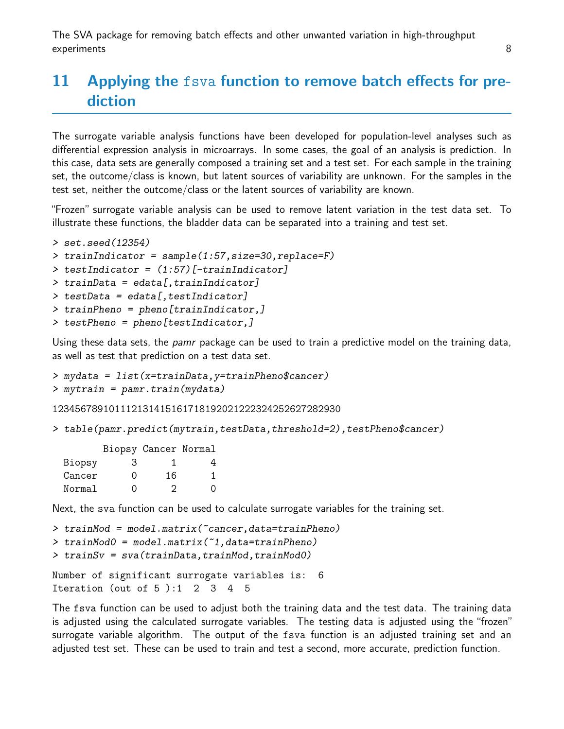## 11 Applying the `fsva` function to remove batch effects for prediction

The surrogate variable analysis functions have been developed for population-level analyses such as differential expression analysis in microarrays. In some cases, the goal of an analysis is prediction. In this case, data sets are generally composed a training set and a test set. For each sample in the training set, the outcome/class is known, but latent sources of variability are unknown. For the samples in the test set, neither the outcome/class or the latent sources of variability are known.

"Frozen" surrogate variable analysis can be used to remove latent variation in the test data set. To illustrate these functions, the bladder data can be separated into a training and test set.

```
> set.seed(12354)
> trainIndicator = sample(1:57,size=30,replace=F)
> testIndicator = (1:57)[-trainIndicator]
> trainData = edata[,trainIndicator]
> testData = edata[,testIndicator]
> trainPheno = pheno[trainIndicator,]
> testPheno = pheno[testIndicator,]
```

Using these data sets, the *pamr* package can be used to train a predictive model on the training data, as well as test that prediction on a test data set.

```
> mydata = list(x=trainData,y=trainPheno$cancer)
> mytrain = pamr.train(mydata)
```

123456789101112131415161718192021222324252627282930

```
> table(pamr.predict(mytrain,testData,threshold=2),testPheno$cancer)

         Biopsy Cancer Normal
  Biopsy      3      1      4
  Cancer      0     16      1
  Normal      0      2      0
```

Next, the `sva` function can be used to calculate surrogate variables for the training set.

```
> trainMod = model.matrix(~cancer,data=trainPheno)
> trainMod0 = model.matrix(~1,data=trainPheno)
> trainSv = sva(trainData,trainMod,trainMod0)

Number of significant surrogate variables is:  6
Iteration (out of 5 ):1  2  3  4  5
```

The `fsva` function can be used to adjust both the training data and the test data. The training data is adjusted using the calculated surrogate variables. The testing data is adjusted using the "frozen" surrogate variable algorithm. The output of the `fsva` function is an adjusted training set and an adjusted test set. These can be used to train and test a second, more accurate, prediction function.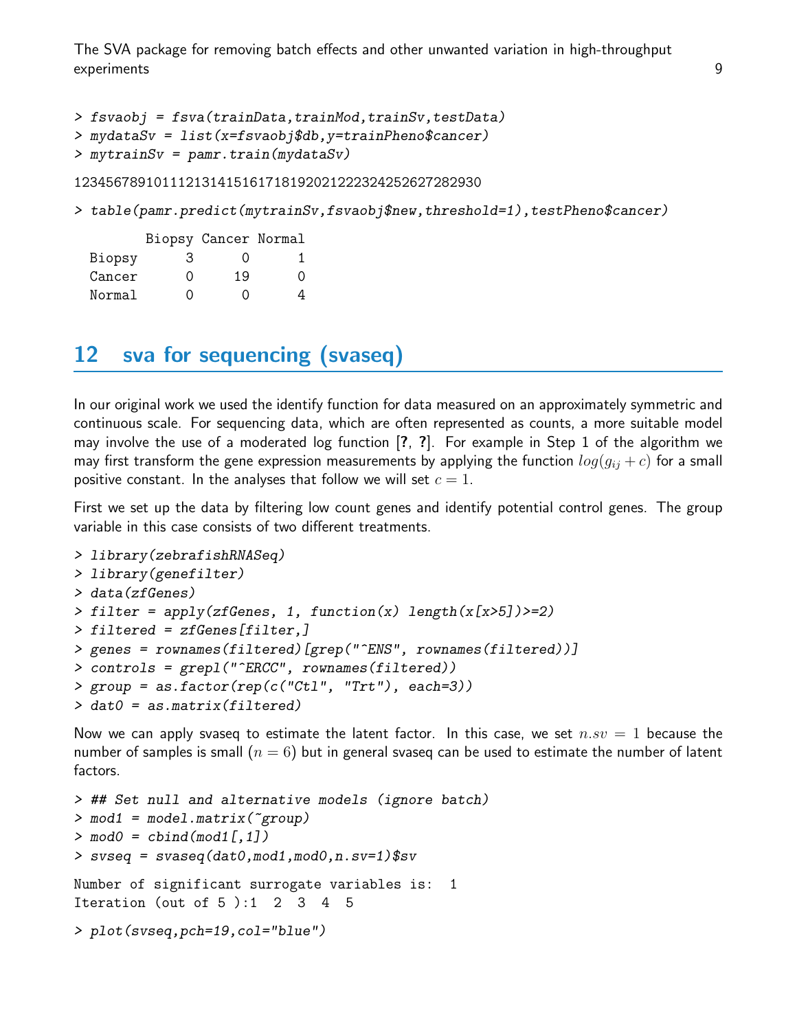```
> fsvaobj = fsva(trainData,trainMod,trainSv,testData)
> mydataSv = list(x=fsvaobj$db,y=trainPheno$cancer)
> mytrainSv = pamr.train(mydataSv)
```

```
123456789101112131415161718192021222324252627282930
```

```
> table(pamr.predict(mytrainSv,fsvaobj$new,threshold=1),testPheno$cancer)
```

```
        Biopsy Cancer Normal
  Biopsy      3      0      1
  Cancer      0     19      0
  Normal      0      0      4
```

## 12 sva for sequencing (svaseq)

In our original work we used the identify function for data measured on an approximately symmetric and continuous scale. For sequencing data, which are often represented as counts, a more suitable model may involve the use of a moderated log function [?, ?]. For example in Step 1 of the algorithm we may first transform the gene expression measurements by applying the function $log(g_{ij} + c)$ for a small positive constant. In the analyses that follow we will set $c = 1$.

First we set up the data by filtering low count genes and identify potential control genes. The group variable in this case consists of two different treatments.

```
> library(zebrafishRNASeq)
> library(genefilter)
> data(zfGenes)
> filter = apply(zfGenes, 1, function(x) length(x[x>5])>=2)
> filtered = zfGenes[filter,]
> genes = rownames(filtered)[grep("^ENS", rownames(filtered))]
> controls = grepl("^ERCC", rownames(filtered))
> group = as.factor(rep(c("Ctl", "Trt"), each=3))
> dat0 = as.matrix(filtered)
```

Now we can apply svaseq to estimate the latent factor. In this case, we set $n.sv = 1$ because the number of samples is small ($n = 6$) but in general svaseq can be used to estimate the number of latent factors.

```
> ## Set null and alternative models (ignore batch)
> mod1 = model.matrix(~group)
> mod0 = cbind(mod1[,1])
> svseq = svaseq(dat0,mod1,mod0,n.sv=1)$sv
```

```
Number of significant surrogate variables is:  1
Iteration (out of 5 ):1  2  3  4  5
```

```
> plot(svseq,pch=19,col="blue")
```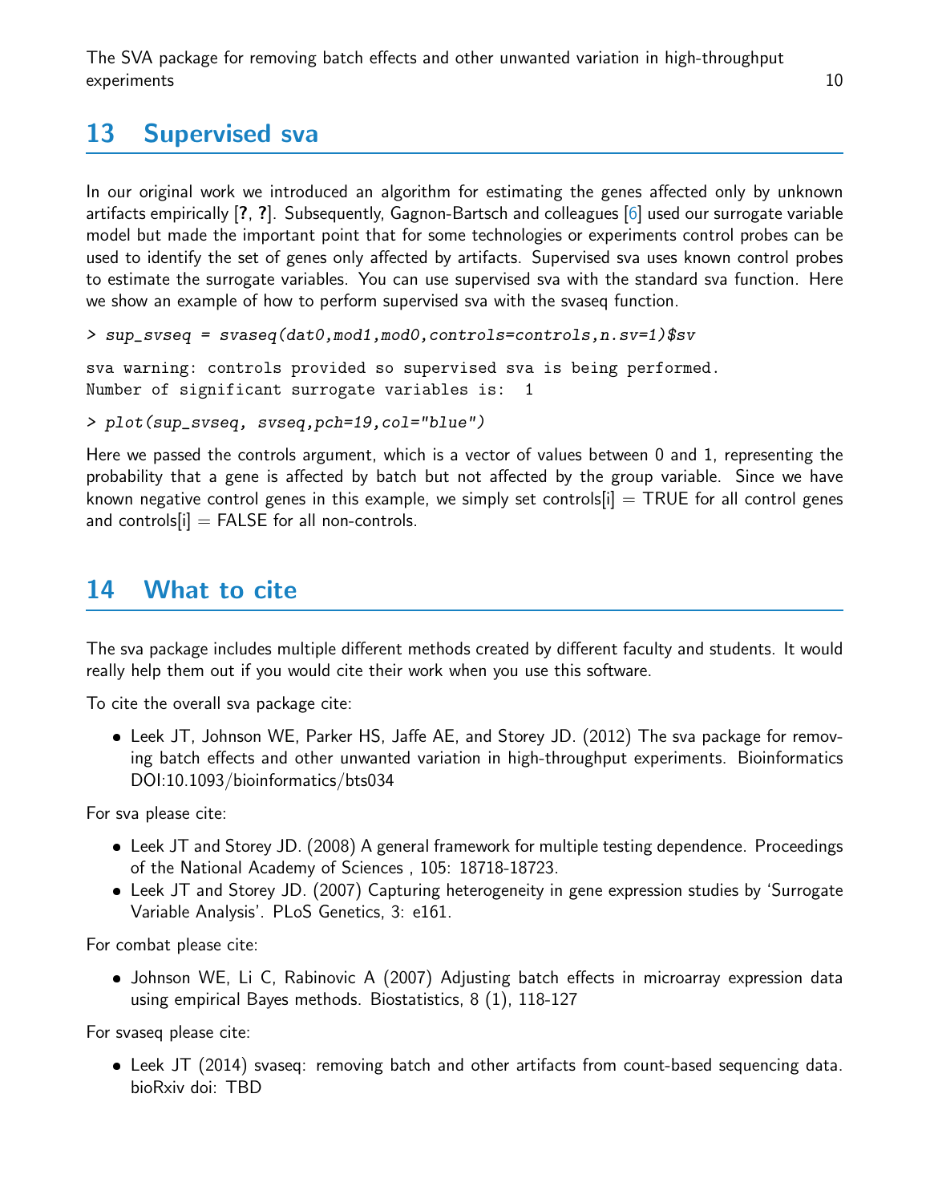## 13 Supervised sva

In our original work we introduced an algorithm for estimating the genes affected only by unknown artifacts empirically [**?**, **?**]. Subsequently, Gagnon-Bartsch and colleagues [6] used our surrogate variable model but made the important point that for some technologies or experiments control probes can be used to identify the set of genes only affected by artifacts. Supervised sva uses known control probes to estimate the surrogate variables. You can use supervised sva with the standard sva function. Here we show an example of how to perform supervised sva with the svaseq function.

```
> sup_svseq = svaseq(dat0,mod1,mod0,controls=controls,n.sv=1)$sv
```

```
sva warning: controls provided so supervised sva is being performed.
Number of significant surrogate variables is:  1
```

```
> plot(sup_svseq, svseq,pch=19,col="blue")
```

Here we passed the controls argument, which is a vector of values between 0 and 1, representing the probability that a gene is affected by batch but not affected by the group variable. Since we have known negative control genes in this example, we simply set controls[i] = TRUE for all control genes and controls[i] = FALSE for all non-controls.

## 14 What to cite

The sva package includes multiple different methods created by different faculty and students. It would really help them out if you would cite their work when you use this software.

To cite the overall sva package cite:

- Leek JT, Johnson WE, Parker HS, Jaffe AE, and Storey JD. (2012) The sva package for removing batch effects and other unwanted variation in high-throughput experiments. Bioinformatics DOI:10.1093/bioinformatics/bts034

For sva please cite:

- Leek JT and Storey JD. (2008) A general framework for multiple testing dependence. Proceedings of the National Academy of Sciences , 105: 18718-18723.
- Leek JT and Storey JD. (2007) Capturing heterogeneity in gene expression studies by 'Surrogate Variable Analysis'. PLoS Genetics, 3: e161.

For combat please cite:

- Johnson WE, Li C, Rabinovic A (2007) Adjusting batch effects in microarray expression data using empirical Bayes methods. Biostatistics, 8 (1), 118-127

For svaseq please cite:

- Leek JT (2014) svaseq: removing batch and other artifacts from count-based sequencing data. bioRxiv doi: TBD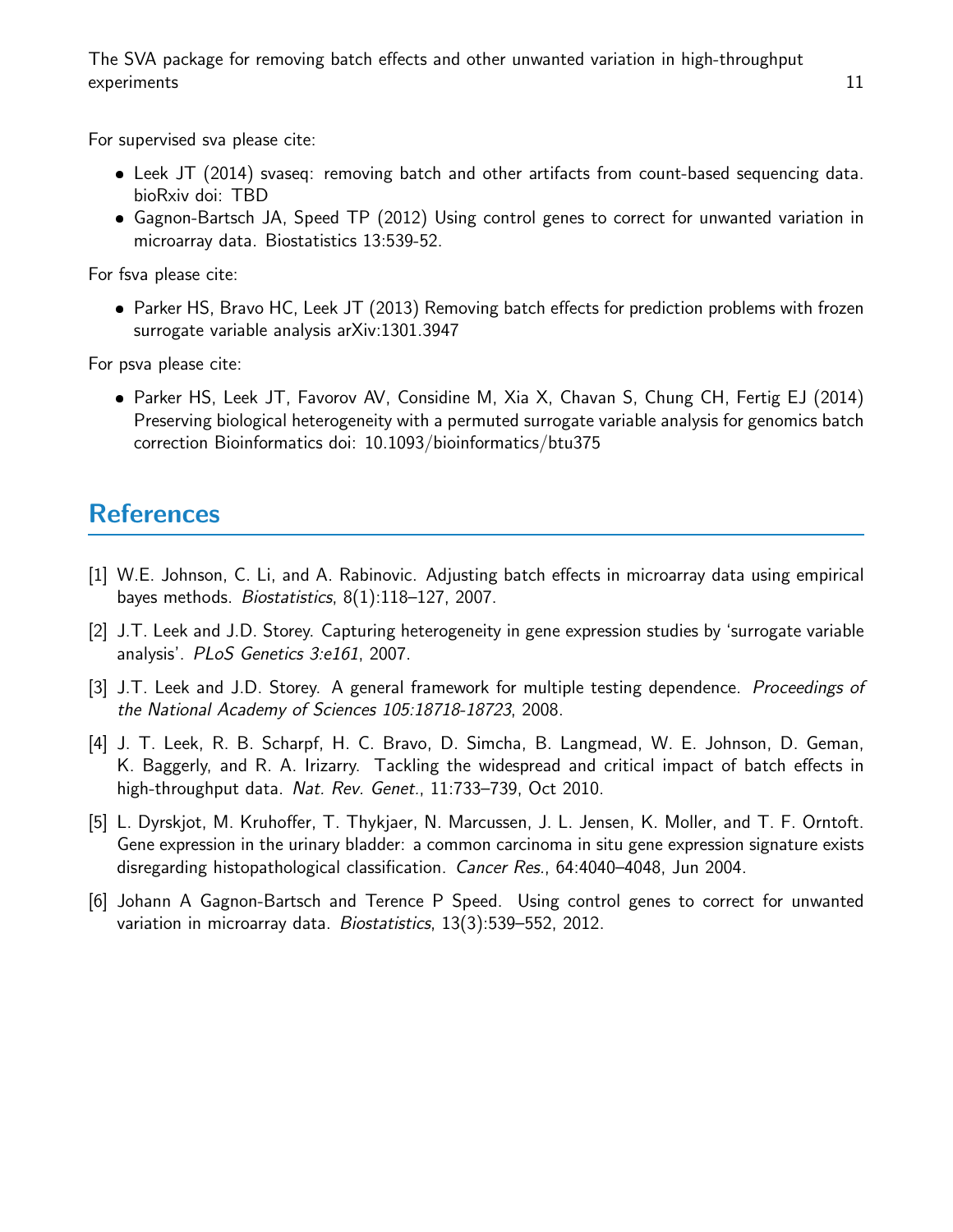For supervised sva please cite:

- Leek JT (2014) svaseq: removing batch and other artifacts from count-based sequencing data. bioRxiv doi: TBD
- Gagnon-Bartsch JA, Speed TP (2012) Using control genes to correct for unwanted variation in microarray data. Biostatistics 13:539-52.

For fsva please cite:

- Parker HS, Bravo HC, Leek JT (2013) Removing batch effects for prediction problems with frozen surrogate variable analysis arXiv:1301.3947

For psva please cite:

- Parker HS, Leek JT, Favorov AV, Considine M, Xia X, Chavan S, Chung CH, Fertig EJ (2014) Preserving biological heterogeneity with a permuted surrogate variable analysis for genomics batch correction Bioinformatics doi: 10.1093/bioinformatics/btu375

## References

[1] W.E. Johnson, C. Li, and A. Rabinovic. Adjusting batch effects in microarray data using empirical bayes methods. *Biostatistics*, 8(1):118–127, 2007.

[2] J.T. Leek and J.D. Storey. Capturing heterogeneity in gene expression studies by 'surrogate variable analysis'. *PLoS Genetics 3:e161*, 2007.

[3] J.T. Leek and J.D. Storey. A general framework for multiple testing dependence. *Proceedings of the National Academy of Sciences 105:18718-18723*, 2008.

[4] J. T. Leek, R. B. Scharpf, H. C. Bravo, D. Simcha, B. Langmead, W. E. Johnson, D. Geman, K. Baggerly, and R. A. Irizarry. Tackling the widespread and critical impact of batch effects in high-throughput data. *Nat. Rev. Genet.*, 11:733–739, Oct 2010.

[5] L. Dyrskjot, M. Kruhoffer, T. Thykjaer, N. Marcussen, J. L. Jensen, K. Moller, and T. F. Orntoft. Gene expression in the urinary bladder: a common carcinoma in situ gene expression signature exists disregarding histopathological classification. *Cancer Res.*, 64:4040–4048, Jun 2004.

[6] Johann A Gagnon-Bartsch and Terence P Speed. Using control genes to correct for unwanted variation in microarray data. *Biostatistics*, 13(3):539–552, 2012.